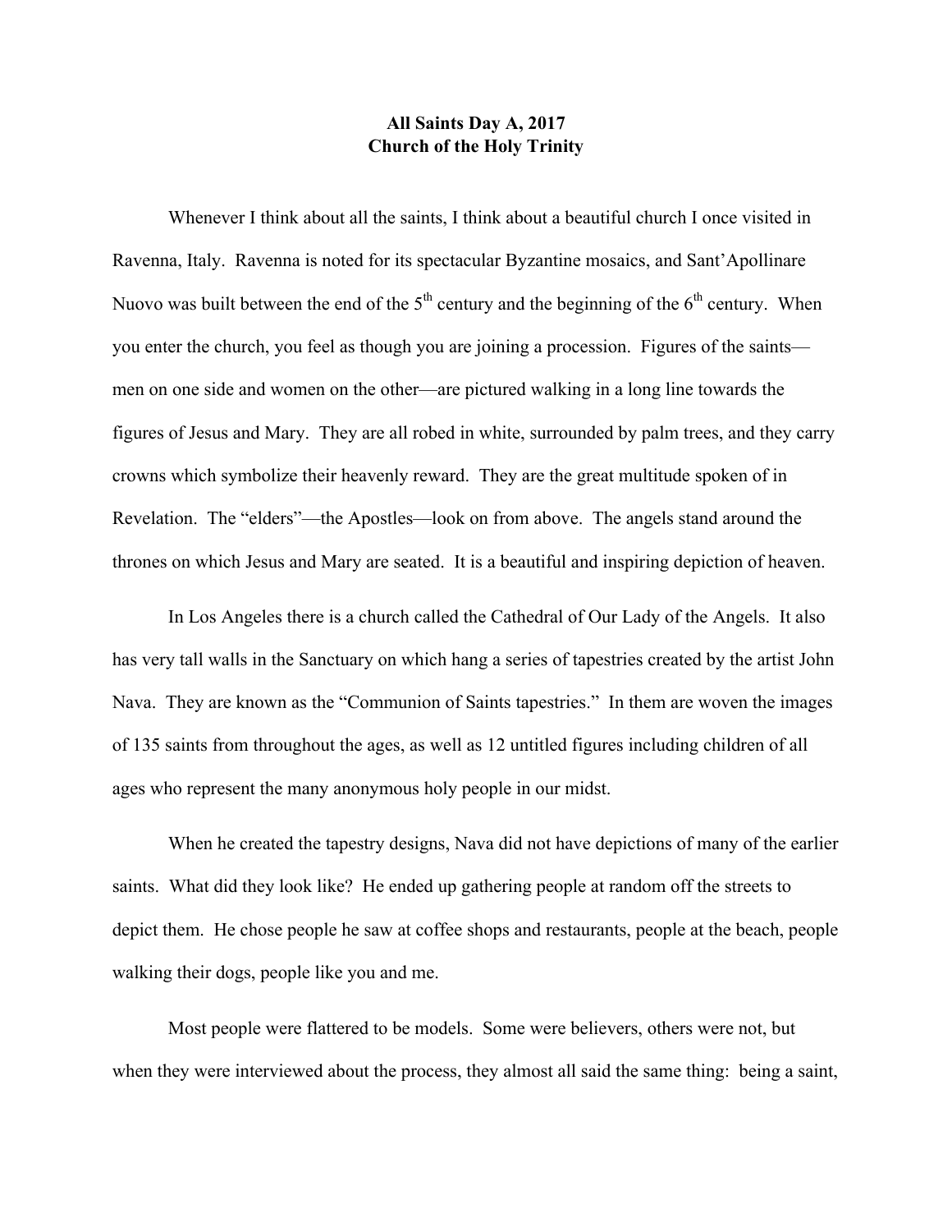**All Saints Day A, 2017**
**Church of the Holy Trinity**

Whenever I think about all the saints, I think about a beautiful church I once visited in Ravenna, Italy. Ravenna is noted for its spectacular Byzantine mosaics, and Sant'Apollinare Nuovo was built between the end of the 5th century and the beginning of the 6th century. When you enter the church, you feel as though you are joining a procession. Figures of the saints—men on one side and women on the other—are pictured walking in a long line towards the figures of Jesus and Mary. They are all robed in white, surrounded by palm trees, and they carry crowns which symbolize their heavenly reward. They are the great multitude spoken of in Revelation. The "elders"—the Apostles—look on from above. The angels stand around the thrones on which Jesus and Mary are seated. It is a beautiful and inspiring depiction of heaven.

In Los Angeles there is a church called the Cathedral of Our Lady of the Angels. It also has very tall walls in the Sanctuary on which hang a series of tapestries created by the artist John Nava. They are known as the "Communion of Saints tapestries." In them are woven the images of 135 saints from throughout the ages, as well as 12 untitled figures including children of all ages who represent the many anonymous holy people in our midst.

When he created the tapestry designs, Nava did not have depictions of many of the earlier saints. What did they look like? He ended up gathering people at random off the streets to depict them. He chose people he saw at coffee shops and restaurants, people at the beach, people walking their dogs, people like you and me.

Most people were flattered to be models. Some were believers, others were not, but when they were interviewed about the process, they almost all said the same thing: being a saint,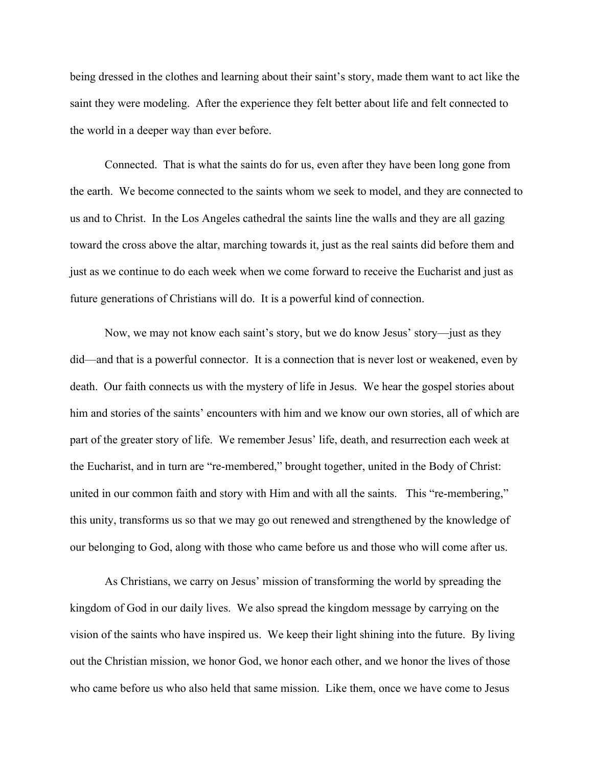being dressed in the clothes and learning about their saint's story, made them want to act like the saint they were modeling. After the experience they felt better about life and felt connected to the world in a deeper way than ever before.

Connected. That is what the saints do for us, even after they have been long gone from the earth. We become connected to the saints whom we seek to model, and they are connected to us and to Christ. In the Los Angeles cathedral the saints line the walls and they are all gazing toward the cross above the altar, marching towards it, just as the real saints did before them and just as we continue to do each week when we come forward to receive the Eucharist and just as future generations of Christians will do. It is a powerful kind of connection.

Now, we may not know each saint's story, but we do know Jesus' story—just as they did—and that is a powerful connector. It is a connection that is never lost or weakened, even by death. Our faith connects us with the mystery of life in Jesus. We hear the gospel stories about him and stories of the saints' encounters with him and we know our own stories, all of which are part of the greater story of life. We remember Jesus' life, death, and resurrection each week at the Eucharist, and in turn are "re-membered," brought together, united in the Body of Christ: united in our common faith and story with Him and with all the saints. This "re-membering," this unity, transforms us so that we may go out renewed and strengthened by the knowledge of our belonging to God, along with those who came before us and those who will come after us.

As Christians, we carry on Jesus' mission of transforming the world by spreading the kingdom of God in our daily lives. We also spread the kingdom message by carrying on the vision of the saints who have inspired us. We keep their light shining into the future. By living out the Christian mission, we honor God, we honor each other, and we honor the lives of those who came before us who also held that same mission. Like them, once we have come to Jesus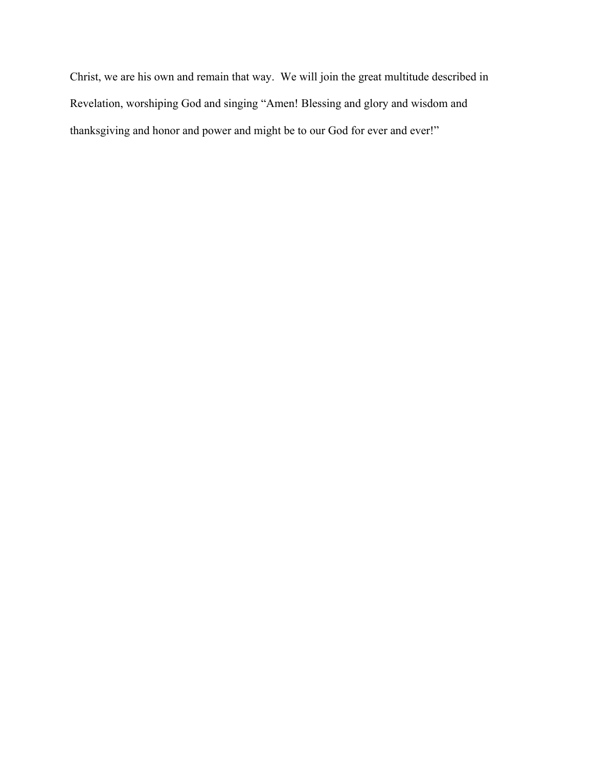Christ, we are his own and remain that way.  We will join the great multitude described in Revelation, worshiping God and singing "Amen! Blessing and glory and wisdom and thanksgiving and honor and power and might be to our God for ever and ever!"